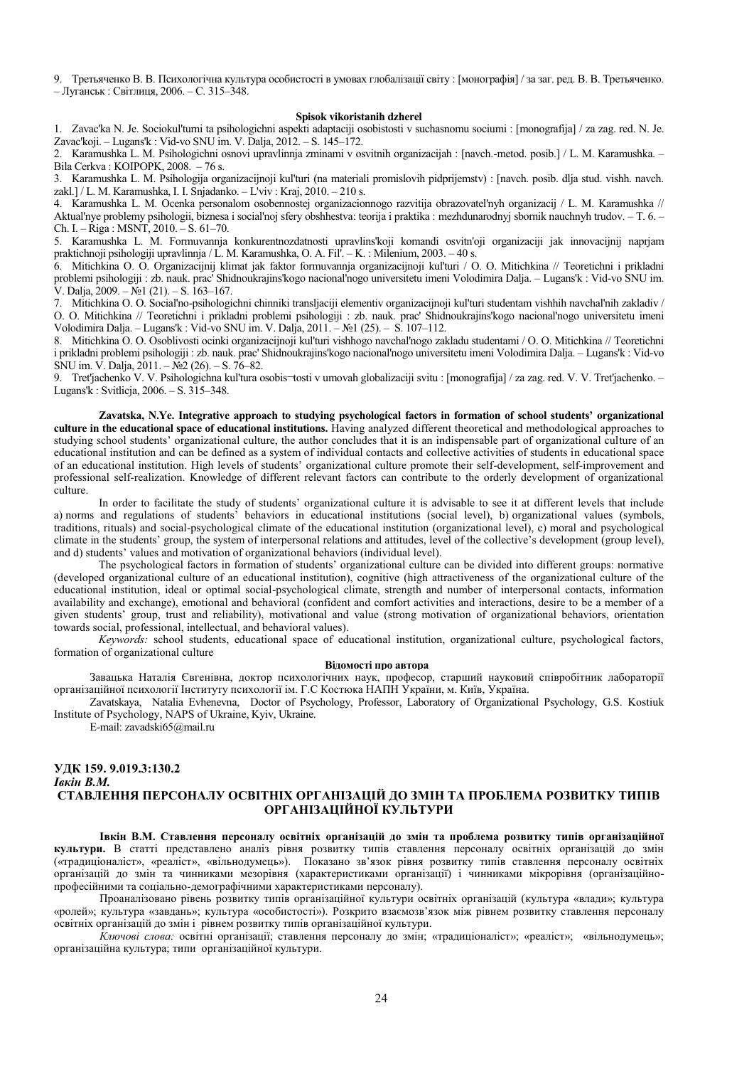9. Третьяченко В. В. Психологічна культура особистості в умовах глобалізації світу : [монографія] / за заг. ред. В. В. Третьяченко. – Луганськ : Світлиця, 2006. – С. 315–348.

**Spisok vikoristanih dzherel**

1. Zavac'ka N. Je. Sociokul'turni ta psihologichni aspekti adaptaciji osobistosti v suchasnomu sociumi : [monografija] / za zag. red. N. Je. Zavac'koji. – Lugans'k : Vid-vo SNU im. V. Dalja, 2012. – S. 145–172.
2. Karamushka L. M. Psihologichni osnovi upravlinnja zminami v osvitnih organizacijah : [navch.-metod. posib.] / L. M. Karamushka. – Bila Cerkva : KOIPOPK, 2008. – 76 s.
3. Karamushka L. M. Psihologija organizacijnoji kul'turi (na materiali promislovih pidprijemstv) : [navch. posib. dlja stud. vishh. navch. zakl.] / L. M. Karamushka, I. I. Snjadanko. – L'viv : Kraj, 2010. – 210 s.
4. Karamushka L. M. Ocenka personalom osobennostej organizacionnogo razvitija obrazovatel'nyh organizacij / L. M. Karamushka // Aktual'nye problemy psihologii, biznesa i social'noj sfery obshhestva: teorija i praktika : mezhdunarodnyj sbornik nauchnyh trudov. – T. 6. – Ch. I. – Riga : MSNT, 2010. – S. 61–70.
5. Karamushka L. M. Formuvannja konkurentnozdatnosti upravlins'koji komandi osvitn'oji organizaciji jak innovacijnij naprjam praktichnoji psihologiji upravlinnja / L. M. Karamushka, O. A. Fil'. – K. : Milenium, 2003. – 40 s.
6. Mitichkina O. O. Organizacijnij klimat jak faktor formuvannja organizacijnoji kul'turi / O. O. Mitichkina // Teoretichni i prikladni problemi psihologiji : zb. nauk. prac' Shidnoukrajins'kogo nacional'nogo universitetu imeni Volodimira Dalja. – Lugans'k : Vid-vo SNU im. V. Dalja, 2009. – №1 (21). – S. 163–167.
7. Mitichkina O. O. Social'no-psihologichni chinniki transljaciji elementiv organizacijnoji kul'turi studentam vishhih navchal'nih zakladiv / O. O. Mitichkina // Teoretichni i prikladni problemi psihologiji : zb. nauk. prac' Shidnoukrajins'kogo nacional'nogo universitetu imeni Volodimira Dalja. – Lugans'k : Vid-vo SNU im. V. Dalja, 2011. – №1 (25). – S. 107–112.
8. Mitichkina O. O. Osoblivosti ocinki organizacijnoji kul'turi vishhogo navchal'nogo zakladu studentami / O. O. Mitichkina // Teoretichni i prikladni problemi psihologiji : zb. nauk. prac' Shidnoukrajins'kogo nacional'nogo universitetu imeni Volodimira Dalja. – Lugans'k : Vid-vo SNU im. V. Dalja, 2011. – №2 (26). – S. 76–82.
9. Tret'jachenko V. V. Psihologichna kul'tura osobis¬tosti v umovah globalizaciji svitu : [monografija] / za zag. red. V. V. Tret'jachenko. – Lugans'k : Svitlicja, 2006. – S. 315–348.

**Zavatska, N.Ye. Integrative approach to studying psychological factors in formation of school students' organizational culture in the educational space of educational institutions.** Having analyzed different theoretical and methodological approaches to studying school students' organizational culture, the author concludes that it is an indispensable part of organizational culture of an educational institution and can be defined as a system of individual contacts and collective activities of students in educational space of an educational institution. High levels of students' organizational culture promote their self-development, self-improvement and professional self-realization. Knowledge of different relevant factors can contribute to the orderly development of organizational culture.

In order to facilitate the study of students' organizational culture it is advisable to see it at different levels that include a) norms and regulations of students' behaviors in educational institutions (social level), b) organizational values (symbols, traditions, rituals) and social-psychological climate of the educational institution (organizational level), c) moral and psychological climate in the students' group, the system of interpersonal relations and attitudes, level of the collective's development (group level), and d) students' values and motivation of organizational behaviors (individual level).

The psychological factors in formation of students' organizational culture can be divided into different groups: normative (developed organizational culture of an educational institution), cognitive (high attractiveness of the organizational culture of the educational institution, ideal or optimal social-psychological climate, strength and number of interpersonal contacts, information availability and exchange), emotional and behavioral (confident and comfort activities and interactions, desire to be a member of a given students' group, trust and reliability), motivational and value (strong motivation of organizational behaviors, orientation towards social, professional, intellectual, and behavioral values).

*Keywords:* school students, educational space of educational institution, organizational culture, psychological factors, formation of organizational culture

**Відомості про автора**

Завацька Наталія Євгенівна, доктор психологічних наук, професор, старший науковий співробітник лабораторії організаційної психології Інституту психології ім. Г.С Костюка НАПН України, м. Київ, Україна.

Zavatskaya, Natalia Evhenevna, Doctor of Psychology, Professor, Laboratory of Organizational Psychology, G.S. Kostiuk Institute of Psychology, NAPS of Ukraine, Kyiv, Ukraine.

E-mail: zavadski65@mail.ru

**УДК 159. 9.019.3:130.2**

***Івкін В.М.***

## СТАВЛЕННЯ ПЕРСОНАЛУ ОСВІТНІХ ОРГАНІЗАЦІЙ ДО ЗМІН ТА ПРОБЛЕМА РОЗВИТКУ ТИПІВ ОРГАНІЗАЦІЙНОЇ КУЛЬТУРИ

**Івкін В.М. Ставлення персоналу освітніх організацій до змін та проблема розвитку типів організаційної культури.** В статті представлено аналіз рівня розвитку типів ставлення персоналу освітніх організацій до змін («традиціоналіст», «реаліст», «вільнодумець»). Показано зв'язок рівня розвитку типів ставлення персоналу освітніх організацій до змін та чинниками мезорівня (характеристиками організації) і чинниками мікрорівня (організаційно-професійними та соціально-демографічними характеристиками персоналу).

Проаналізовано рівень розвитку типів організаційної культури освітніх організацій (культура «влади»; культура «ролей»; культура «завдань»; культура «особистості»). Розкрито взаємозв'язок між рівнем розвитку ставлення персоналу освітніх організацій до змін і рівнем розвитку типів організаційної культури.

*Ключові слова:* освітні організації; ставлення персоналу до змін; «традиціоналіст»; «реаліст»; «вільнодумець»; організаційна культура; типи організаційної культури.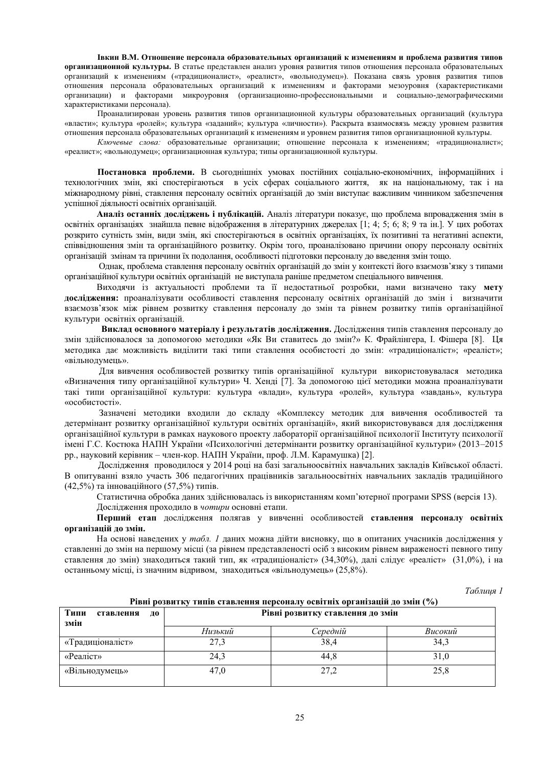**Івкин В.М. Отношение персонала образовательных организаций к изменениям и проблема развития типов организационной культуры.** В статье представлен анализ уровня развития типов отношения персонала образовательных организаций к изменениям («традиционалист», «реалист», «вольнодумец»). Показана связь уровня развития типов отношения персонала образовательных организаций к изменениям и факторами мезоуровня (характеристиками организации) и факторами микроуровня (организационно-профессиональными и социально-демографическими характеристиками персонала).

Проанализирован уровень развития типов организационной культуры образовательных организаций (культура «власти»; культура «ролей»; культура «заданий»; культура «личности»). Раскрыта взаимосвязь между уровнем развития отношения персонала образовательных организаций к изменениям и уровнем развития типов организационной культуры.

*Ключевые слова:* образовательные организации; отношение персонала к изменениям; «традиционалист»; «реалист»; «вольнодумец»; организационная культура; типы организационной культуры.

**Постановка проблеми.** В сьогоднішніх умовах постійних соціально-економічних, інформаційних і технологічних змін, які спостерігаються в усіх сферах соціального життя, як на національному, так і на міжнародному рівні, ставлення персоналу освітніх організацій до змін виступає важливим чинником забезпечення успішної діяльності освітніх організацій.

**Аналіз останніх досліджень і публікацій.** Аналіз літератури показує, що проблема впровадження змін в освітніх організаціях знайшла певне відображення в літературних джерелах [1; 4; 5; 6; 8; 9 та ін.]. У цих роботах розкрито сутність змін, види змін, які спостерігаються в освітніх організаціях, їх позитивні та негативні аспекти, співвідношення змін та організаційного розвитку. Окрім того, проаналізовано причини опору персоналу освітніх організацій змінам та причини їх подолання, особливості підготовки персоналу до введення змін тощо.

Однак, проблема ставлення персоналу освітніх організацій до змін у контексті його взаємозв’язку з типами організаційної культури освітніх організацій не виступала раніше предметом спеціального вивчення.

Виходячи із актуальності проблеми та її недостатньої розробки, нами визначено таку **мету дослідження:** проаналізувати особливості ставлення персоналу освітніх організацій до змін і визначити взаємозв’язок між рівнем розвитку ставлення персоналу до змін та рівнем розвитку типів організаційної культури освітніх організацій.

**Виклад основного матеріалу і результатів дослідження.** Дослідження типів ставлення персоналу до змін здійснювалося за допомогою методики «Як Ви ставитесь до змін?» К. Фрайлінгера, І. Фішера [8]. Ця методика дає можливість виділити такі типи ставлення особистості до змін: «традиціоналіст»; «реаліст»; «вільнодумець».

Для вивчення особливостей розвитку типів організаційної культури використовувалася методика «Визначення типу організаційної культури» Ч. Хенді [7]. За допомогою цієї методики можна проаналізувати такі типи організаційної культури: культура «влади», культура «ролей», культура «завдань», культура «особистості».

Зазначені методики входили до складу «Комплексу методик для вивчення особливостей та детермінант розвитку організаційної культури освітніх організацій», який використовувався для дослідження організаційної культури в рамках наукового проекту лабораторії організаційної психології Інституту психології імені Г.С. Костюка НАПН України «Психологічні детермінанти розвитку організаційної культури» (2013–2015 рр., науковий керівник – член-кор. НАПН України, проф. Л.М. Карамушка) [2].

Дослідження проводилося у 2014 році на базі загальноосвітніх навчальних закладів Київської області. В опитуванні взяло участь 306 педагогічних працівників загальноосвітніх навчальних закладів традиційного (42,5%) та інноваційного (57,5%) типів.

Статистична обробка даних здійснювалась із використанням комп’ютерної програми SPSS (версія 13).

Дослідження проходило в *чотири* основні етапи.

**Перший етап** дослідження полягав у вивченні особливостей **ставлення персоналу освітніх організацій до змін.**

На основі наведених у *табл. 1* даних можна дійти висновку, що в опитаних учасників дослідження у ставленні до змін на першому місці (за рівнем представленості осіб з високим рівнем вираженості певного типу ставлення до змін) знаходиться такий тип, як «традиціоналіст» (34,30%), далі слідує «реаліст» (31,0%), і на останньому місці, із значним відривом, знаходиться «вільнодумець» (25,8%).

*Таблиця 1*

**Рівні розвитку типів ставлення персоналу освітніх організацій до змін (%)**

| Типи ставлення до змін | Рівні розвитку ставлення до змін | | |
|---|---|---|---|
| | *Низький* | *Середній* | *Високий* |
| «Традиціоналіст» | 27,3 | 38,4 | 34,3 |
| «Реаліст» | 24,3 | 44,8 | 31,0 |
| «Вільнодумець» | 47,0 | 27,2 | 25,8 |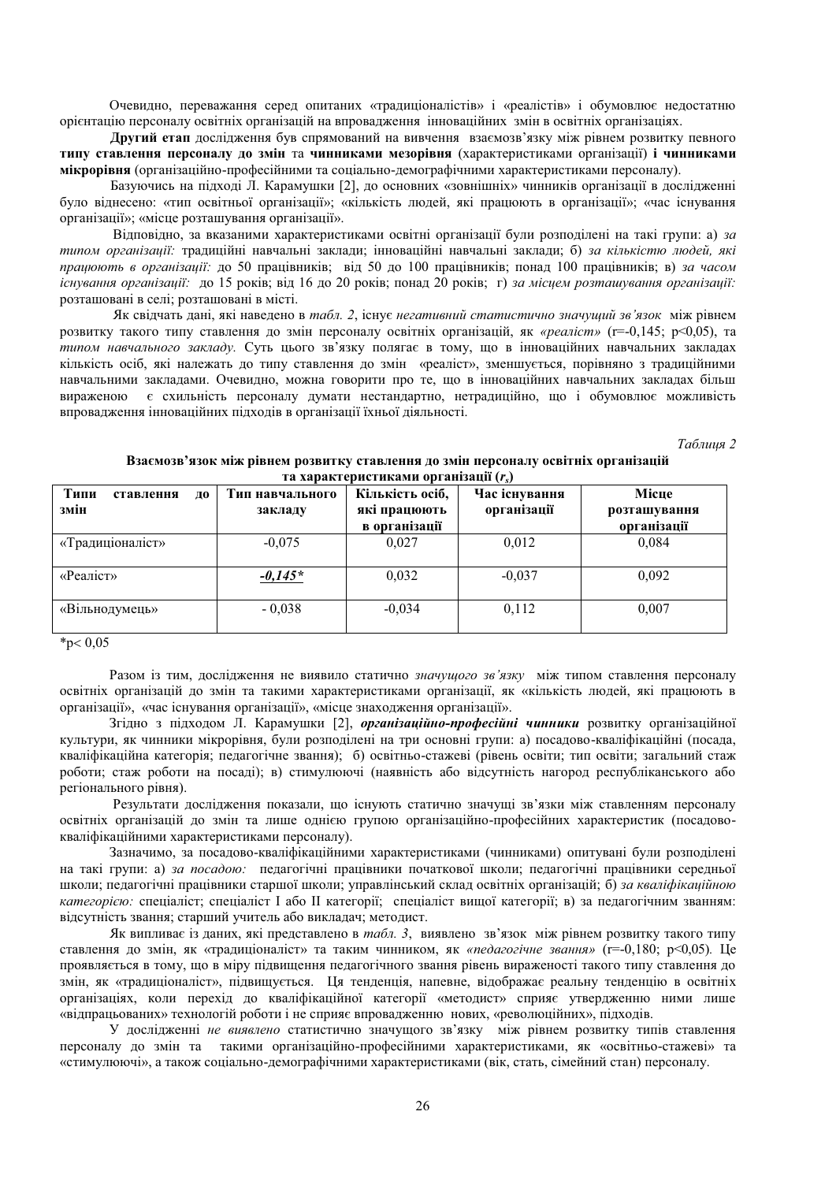Очевидно, переважання серед опитаних «традиціоналістів» і «реалістів» і обумовлює недостатню орієнтацію персоналу освітніх організацій на впровадження інноваційних змін в освітніх організаціях.

**Другий етап** дослідження був спрямований на вивчення взаємозв'язку між рівнем розвитку певного **типу ставлення персоналу до змін** та **чинниками мезорівня** (характеристиками організації) **і чинниками мікрорівня** (організаційно-професійними та соціально-демографічними характеристиками персоналу).

Базуючись на підході Л. Карамушки [2], до основних «зовнішніх» чинників організації в дослідженні було віднесено: «тип освітньої організації»; «кількість людей, які працюють в організації»; «час існування організації»; «місце розташування організації».

Відповідно, за вказаними характеристиками освітні організації були розподілені на такі групи: а) *за типом організації:* традиційні навчальні заклади; інноваційні навчальні заклади; б) *за кількістю людей, які працюють в організації:* до 50 працівників; від 50 до 100 працівників; понад 100 працівників; в) *за часом існування організації:* до 15 років; від 16 до 20 років; понад 20 років; г) *за місцем розташування організації:* розташовані в селі; розташовані в місті.

Як свідчать дані, які наведено в *табл. 2*, існує *негативний статистично значущий зв'язок* між рівнем розвитку такого типу ставлення до змін персоналу освітніх організацій, як *«реаліст»* ($r$=-0,145; $p$<0,05), та *типом навчального закладу.* Суть цього зв'язку полягає в тому, що в інноваційних навчальних закладах кількість осіб, які належать до типу ставлення до змін «реаліст», зменшується, порівняно з традиційними навчальними закладами. Очевидно, можна говорити про те, що в інноваційних навчальних закладах більш вираженою є схильність персоналу думати нестандартно, нетрадиційно, що і обумовлює можливість впровадження інноваційних підходів в організаці їхньої діяльності.

*Таблиця 2*

**Взаємозв'язок між рівнем розвитку ставлення до змін персоналу освітніх організацій та характеристиками організації ($r_s$)**

| Типи ставлення до змін | Тип навчального закладу | Кількість осіб, які працюють в організації | Час існування організації | Місце розташування організації |
|---|---|---|---|---|
| «Традиціоналіст» | -0,075 | 0,027 | 0,012 | 0,084 |
| «Реаліст» | ***-0,145**** | 0,032 | -0,037 | 0,092 |
| «Вільнодумець» | - 0,038 | -0,034 | 0,112 | 0,007 |

*p< 0,05

Разом із тим, дослідження не виявило статично *значущого зв'язку* між типом ставлення персоналу освітніх організацій до змін та такими характеристиками організації, як «кількість людей, які працюють в організації», «час існування організації», «місце знаходження організації».

Згідно з підходом Л. Карамушки [2], ***організаційно-професійні чинники*** розвитку організаційної культури, як чинники мікрорівня, були розподілені на три основні групи: а) посадово-кваліфікаційні (посада, кваліфікаційна категорія; педагогічне звання); б) освітньо-стажеві (рівень освіти; тип освіти; загальний стаж роботи; стаж роботи на посаді); в) стимулюючі (наявність або відсутність нагород республіканського або регіонального рівня).

Результати дослідження показали, що існують статично значущі зв'язки між ставленням персоналу освітніх організацій до змін та лише однією групою організаційно-професійних характеристик (посадово-кваліфікаційними характеристиками персоналу).

Зазначимо, за посадово-кваліфікаційними характеристиками (чинниками) опитувані були розподілені на такі групи: а) *за посадою:* педагогічні працівники початкової школи; педагогічні працівники середньої школи; педагогічні працівники старшої школи; управлінський склад освітніх організацій; б) *за кваліфікаційною категорією:* спеціаліст; спеціаліст І або ІІ категорії; спеціаліст вищої категорії; в) за педагогічним званням: відсутність звання; старший учитель або викладач; методист.

Як випливає із даних, які представлено в *табл. 3*, виявлено зв'язок між рівнем розвитку такого типу ставлення до змін, як «традиціоналіст» та таким чинником, як *«педагогічне звання»* ($r$=-0,180; $p$<0,05). Це проявляється в тому, що в міру підвищення педагогічного звання рівень вираженості такого типу ставлення до змін, як «традиціоналіст», підвищується. Ця тенденція, напевне, відображає реальну тенденцію в освітніх організаціях, коли перехід до кваліфікаційної категорії «методист» сприяє утвердженню ними лише «відпрацьованих» технологій роботи і не сприяє впровадженню нових, «революційних», підходів.

У дослідженні *не виявлено* статистично значущого зв'язку між рівнем розвитку типів ставлення персоналу до змін та такими організаційно-професійними характеристиками, як «освітньо-стажеві» та «стимулюючі», а також соціально-демографічними характеристиками (вік, стать, сімейний стан) персоналу.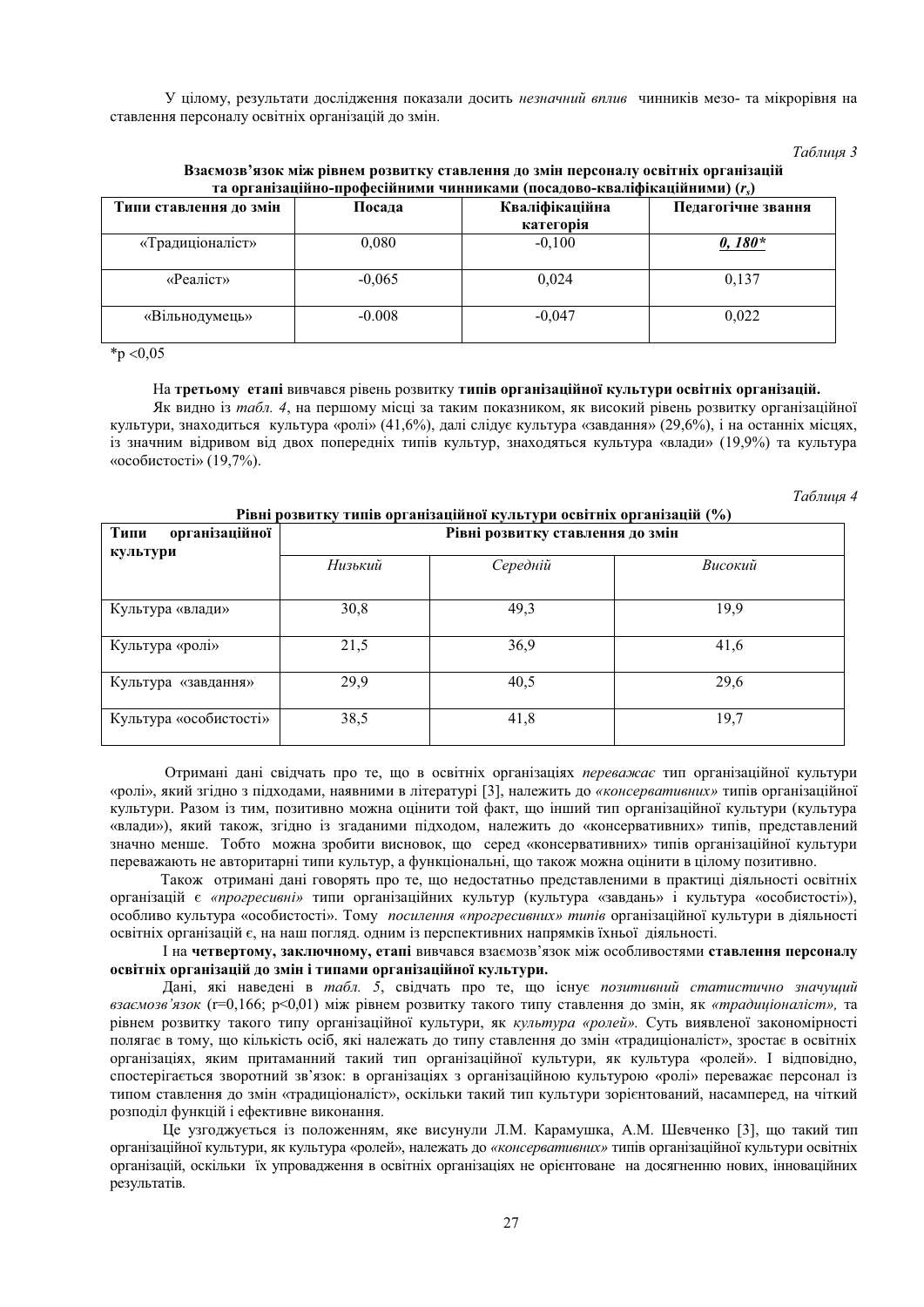У цілому, результати дослідження показали досить *незначний вплив* чинників мезо- та мікрорівня на ставлення персоналу освітніх організацій до змін.

*Таблиця 3*

**Взаємозв'язок між рівнем розвитку ставлення до змін персоналу освітніх організацій та організаційно-професійними чинниками (посадово-кваліфікаційними) ($r_s$)**

| Типи ставлення до змін | Посада | Кваліфікаційна категорія | Педагогічне звання |
|---|---|---|---|
| «Традиціоналіст» | 0,080 | -0,100 | ***0, 180**** |
| «Реаліст» | -0,065 | 0,024 | 0,137 |
| «Вільнодумець» | -0.008 | -0,047 | 0,022 |

*p <0,05

На **третьому етапі** вивчався рівень розвитку **типів організаційної культури освітніх організацій.**

Як видно із *табл. 4*, на першому місці за таким показником, як високий рівень розвитку організаційної культури, знаходиться культура «ролі» (41,6%), далі слідує культура «завдання» (29,6%), і на останніх місцях, із значним відривом від двох попередніх типів культур, знаходяться культура «влади» (19,9%) та культура «особистості» (19,7%).

*Таблиця 4*

**Рівні розвитку типів організаційної культури освітніх організацій (%)**

| Типи організаційної культури | Рівні розвитку ставлення до змін | | |
|---|---|---|---|
| | *Низький* | *Середній* | *Високий* |
| Культура «влади» | 30,8 | 49,3 | 19,9 |
| Культура «ролі» | 21,5 | 36,9 | 41,6 |
| Культура «завдання» | 29,9 | 40,5 | 29,6 |
| Культура «особистості» | 38,5 | 41,8 | 19,7 |

Отримані дані свідчать про те, що в освітніх організаціях *переважає* тип організаційної культури «ролі», який згідно з підходами, наявними в літературі [3], належить до *«консервативних»* типів організаційної культури. Разом із тим, позитивно можна оцінити той факт, що інший тип організаційної культури (культура «влади»), який також, згідно із згаданими підходом, належить до «консервативних» типів, представлений значно менше. Тобто можна зробити висновок, що серед «консервативних» типів організаційної культури переважають не авторитарні типи культур, а функціональні, що також можна оцінити в цілому позитивно.

Також отримані дані говорять про те, що недостатньо представленими в практиці діяльності освітніх організацій є *«прогресивні»* типи організаційних культур (культура «завдань» і культура «особистості»), особливо культура «особистості». Тому *посилення «прогресивних» типів* організаційної культури в діяльності освітніх організацій є, на наш погляд. одним із перспективних напрямків їхньої діяльності.

І на **четвертому, заключному, етапі** вивчався взаємозв'язок між особливостями **ставлення персоналу освітніх організацій до змін і типами організаційної культури.**

Дані, які наведені в *табл. 5*, свідчать про те, що існує *позитивний статистично значущий взаємозв'язок* ($r$=0,166; $p$<0,01) між рівнем розвитку такого типу ставлення до змін, як *«традиціоналіст»,* та рівнем розвитку такого типу організаційної культури, як *культура «ролей».* Суть виявленої закономірності полягає в тому, що кількість осіб, які належать до типу ставлення до змін «традиціоналіст», зростає в освітніх організаціях, яким притаманний такий тип організаційної культури, як культура «ролей». І відповідно, спостерігається зворотний зв'язок: в організаціях з організаційною культурою «ролі» переважає персонал із типом ставлення до змін «традиціоналіст», оскільки такий тип культури зорієнтований, насамперед, на чіткий розподіл функцій і ефективне виконання.

Це узгоджується із положенням, яке висунули Л.М. Карамушка, А.М. Шевченко [3], що такий тип організаційної культури, як культура «ролей», належить до *«консервативних»* типів організаційної культури освітніх організацій, оскільки їх упровадження в освітніх організаціях не орієнтоване на досягненню нових, інноваційних результатів.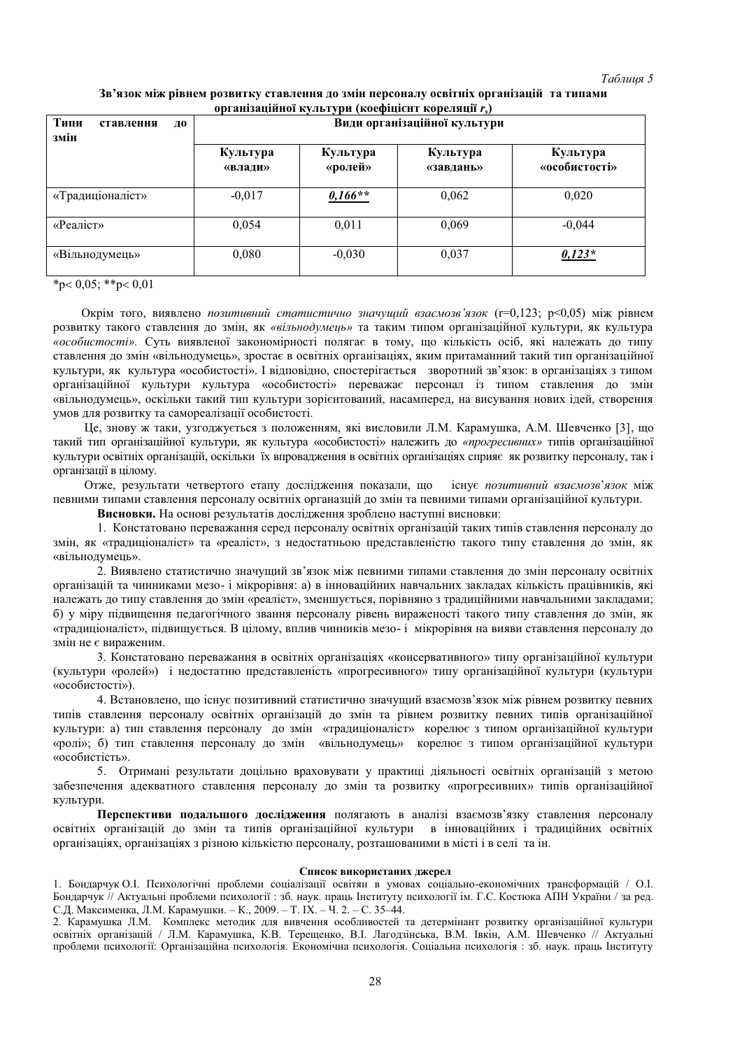*Таблиця 5*

**Зв'язок між рівнем розвитку ставлення до змін персоналу освітніх організацій та типами організаційної культури (коефіцієнт кореляції $r_s$)**

| Типи ставлення до змін | Види організаційної культури | | | |
|---|---|---|---|---|
| | **Культура «влади»** | **Культура «ролей»** | **Культура «завдань»** | **Культура «особистості»** |
| «Традиціоналіст» | -0,017 | ***0,166*\*\*** | 0,062 | 0,020 |
| «Реаліст» | 0,054 | 0,011 | 0,069 | -0,044 |
| «Вільнодумець» | 0,080 | -0,030 | 0,037 | ***0,123*\**** |

\*p< 0,05; \*\*p< 0,01

Окрім того, виявлено *позитивний статистично значущий взаємозв'язок* (r=0,123; p<0,05) між рівнем розвитку такого ставлення до змін, як *«вільнодумець»* та таким типом організаційної культури, як культура *«особистості»*. Суть виявленої закономірності полягає в тому, що кількість осіб, які належать до типу ставлення до змін «вільнодумець», зростає в освітніх організаціях, яким притаманний такий тип організаційної культури, як культура «особистості». І відповідно, спостерігається зворотний зв'язок: в організаціях з типом організаційної культури культура «особистості» переважає персонал із типом ставлення до змін «вільнодумець», оскільки такий тип культури зорієнтований, насамперед, на висування нових ідей, створення умов для розвитку та самореалізації особистості.

Це, знову ж таки, узгоджується з положенням, які висловили Л.М. Карамушка, А.М. Шевченко [3], що такий тип організаційної культури, як культура «особистості» належить до *«прогресивних»* типів організаційної культури освітніх організацій, оскільки їх впровадження в освітніх організаціях сприяє як розвитку персоналу, так і організації в цілому.

Отже, результати четвертого етапу дослідження показали, що існує *позитивний взаємозв'язок* між певними типами ставлення персоналу освітніх органазцій до змін та певними типами організаційної культури.

**Висновки.** На основі результатів дослідження зроблено наступні висновки:

1. Констатовано переважання серед персоналу освітніх організацій таких типів ставлення персоналу до змін, як «традиціоналіст» та «реаліст», з недостатньою представленістю такого типу ставлення до змін, як «вільнодумець».

2. Виявлено статистично значущий зв'язок між певними типами ставлення до змін персоналу освітніх організацій та чинниками мезо- і мікрорівня: а) в інноваційних навчальних закладах кількість працівників, які належать до типу ставлення до змін «реаліст», зменшується, порівняно з традиційними навчальними закладами; б) у міру підвищення педагогічного звання персоналу рівень вираженості такого типу ставлення до змін, як «традиціоналіст», підвищується. В цілому, вплив чинників мезо- і мікрорівня на вияви ставлення персоналу до змін не є вираженим.

3. Констатовано переважання в освітніх організаціях «консервативного» типу організаційної культури (культури «ролей») і недостатню представленість «прогресивного» типу організаційної культури (культури «особистості»).

4. Встановлено, що існує позитивний статистично значущий взаємозв'язок між рівнем розвитку певних типів ставлення персоналу освітніх організацій до змін та рівнем розвитку певних типів організаційної культури: а) тип ставлення персоналу до змін «традиціоналіст» корелює з типом організаційної культури «ролі»; б) тип ставлення персоналу до змін «вільнодумець» корелює з типом організаційної культури «особистість».

5. Отримані результати доцільно враховувати у практиці діяльності освітніх організацій з метою забезпечення адекватного ставлення персоналу до змін та розвитку «прогресивних» типів організаційної культури.

**Перспективи подальшого дослідження** полягають в аналізі взаємозв'язку ставлення персоналу освітніх організацій до змін та типів організаційної культури в інноваційних і традиційних освітніх організаціях, організаціях з різною кількістю персоналу, розташованими в місті і в селі та ін.

**Список використаних джерел**

1. Бондарчук О.І. Психологічні проблеми соціалізації освітян в умовах соціально-економічних трансформацій / О.І. Бондарчук // Актуальні проблеми психології : зб. наук. праць Інституту психології ім. Г.С. Костюка АПН України / за ред. С.Д. Максименка, Л.М. Карамушки. – К., 2009. – Т. ІХ. – Ч. 2. – С. 35–44.
2. Карамушка Л.М. Комплекс методик для вивчення особливостей та детермінант розвитку організаційної культури освітніх організацій / Л.М. Карамушка, К.В. Терещенко, В.І. Лагодзінська, В.М. Івкін, А.М. Шевченко // Актуальні проблеми психології: Організаційна психологія. Економічна психологія. Соціальна психологія : зб. наук. праць Інституту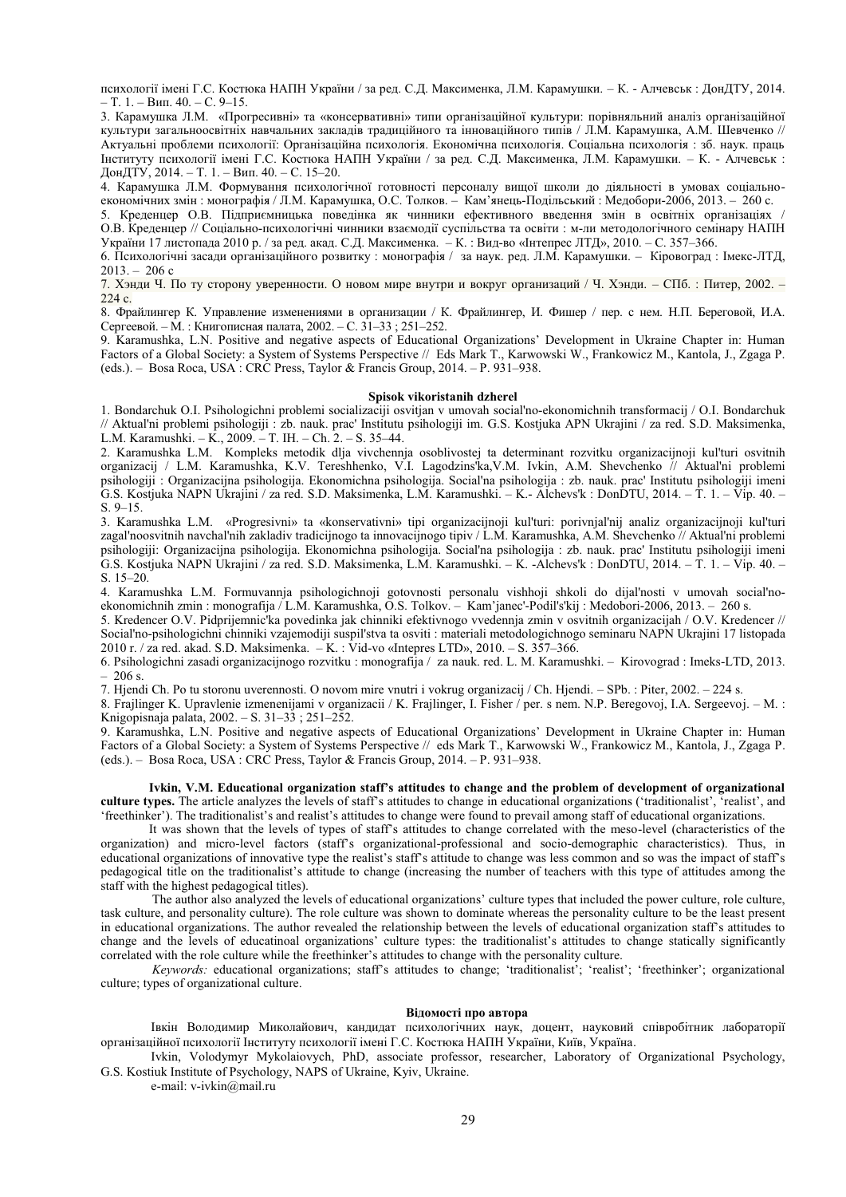психології імені Г.С. Костюка НАПН України / за ред. С.Д. Максименка, Л.М. Карамушки. – К. - Алчевськ : ДонДТУ, 2014. – Т. 1. – Вип. 40. – С. 9–15.

3. Карамушка Л.М. «Прогресивні» та «консервативні» типи організаційної культури: порівняльний аналіз організаційної культури загальноосвітніх навчальних закладів традиційного та інноваційного типів / Л.М. Карамушка, А.М. Шевченко // Актуальні проблеми психології: Організаційна психологія. Економічна психологія. Соціальна психологія : зб. наук. праць Інституту психології імені Г.С. Костюка НАПН України / за ред. С.Д. Максименка, Л.М. Карамушки. – К. - Алчевськ : ДонДТУ, 2014. – Т. 1. – Вип. 40. – С. 15–20.

4. Карамушка Л.М. Формування психологічної готовності персоналу вищої школи до діяльності в умовах соціально-економічних змін : монографія / Л.М. Карамушка, О.С. Толков. – Кам'янець-Подільський : Медобори-2006, 2013. – 260 с.

5. Креденцер О.В. Підприємницька поведінка як чинники ефективного введення змін в освітніх організаціях / О.В. Креденцер // Соціально-психологічні чинники взаємодії суспільства та освіти : м-ли методологічного семінару НАПН України 17 листопада 2010 р. / за ред. акад. С.Д. Максименка. – К. : Вид-во «Інтепрес ЛТД», 2010. – С. 357–366.

6. Психологічні засади організаційного розвитку : монографія / за наук. ред. Л.М. Карамушки. – Кіровоград : Імекс-ЛТД, 2013. – 206 с

7. Хэнди Ч. По ту сторону уверенности. О новом мире внутри и вокруг организаций / Ч. Хэнди. – СПб. : Питер, 2002. – 224 с.

8. Фрайлингер К. Управление изменениями в организации / К. Фрайлингер, И. Фишер / пер. с нем. Н.П. Береговой, И.А. Сергеевой. – М. : Книгописная палата, 2002. – С. 31–33 ; 251–252.

9. Karamushka, L.N. Positive and negative aspects of Educational Organizations' Development in Ukraine Chapter in: Human Factors of a Global Society: a System of Systems Perspective // Eds Mark T., Karwowski W., Frankowicz M., Kantola, J., Zgaga P. (eds.). – Bosa Roca, USA : CRC Press, Taylor & Francis Group, 2014. – P. 931–938.

**Spisok vikoristanih dzherel**

1. Bondarchuk O.I. Psihologichni problemi socializacii osvitjan v umovah social'no-ekonomichnih transformacij / O.I. Bondarchuk // Aktual'ni problemi psihologiji : zb. nauk. prac' Institutu psihologiji im. G.S. Kostjuka APN Ukrajini / za red. S.D. Maksimenka, L.M. Karamushki. – K., 2009. – T. IH. – Ch. 2. – S. 35–44.

2. Karamushka L.M. Kompleks metodik dlja vivchennja osoblivostej ta determinant rozvitku organizacijnoji kul'turi osvitnih organizacij / L.M. Karamushka, K.V. Tereshhenko, V.I. Lagodzins'ka,V.M. Ivkin, A.M. Shevchenko // Aktual'ni problemi psihologiji : Organizacijna psihologija. Ekonomichna psihologija. Social'na psihologija : zb. nauk. prac' Institutu psihologiji imeni G.S. Kostjuka NAPN Ukrajini / za red. S.D. Maksimenka, L.M. Karamushki. – K.- Alchevs'k : DonDTU, 2014. – T. 1. – Vip. 40. – S. 9–15.

3. Karamushka L.M. «Progresivni» ta «konservativni» tipi organizacijnoji kul'turi: porivnjal'nij analiz organizacijnoji kul'turi zagal'noosvitnih navchal'nih zakladiv tradicijnogo ta innovacijnogo tipiv / L.M. Karamushka, A.M. Shevchenko // Aktual'ni problemi psihologiji: Organizacijna psihologija. Ekonomichna psihologija. Social'na psihologija : zb. nauk. prac' Institutu psihologiji imeni G.S. Kostjuka NAPN Ukrajini / za red. S.D. Maksimenka, L.M. Karamushki. – K. -Alchevs'k : DonDTU, 2014. – T. 1. – Vip. 40. – S. 15–20.

4. Karamushka L.M. Formuvannja psihologichnoji gotovnosti personalu vishhoji shkoli do dijal'nosti v umovah social'no-ekonomichnih zmin : monografija / L.M. Karamushka, O.S. Tolkov. – Kam'janec'-Podil's'kij : Medobori-2006, 2013. – 260 s.

5. Kredencer O.V. Pidprijemnic'ka povedinka jak chinniki efektivnogo vvedennja zmin v osvitnih organizacijah / O.V. Kredencer // Social'no-psihologichni chinniki vzajemodiji suspil'stva ta osviti : materiali metodologichnogo seminaru NAPN Ukrajini 17 listopada 2010 r. / za red. akad. S.D. Maksimenka. – K. : Vid-vo «Intepres LTD», 2010. – S. 357–366.

6. Psihologichni zasadi organizacijnogo rozvitku : monografija / za nauk. red. L. M. Karamushki. – Kirovograd : Imeks-LTD, 2013. – 206 s.

7. Hjendi Ch. Po tu storonu uverennosti. O novom mire vnutri i vokrug organizacij / Ch. Hjendi. – SPb. : Piter, 2002. – 224 s.

8. Frajlinger K. Upravlenie izmenenijami v organizacii / K. Frajlinger, I. Fisher / per. s nem. N.P. Beregovoj, I.A. Sergeevoj. – M. : Knigopisnaja palata, 2002. – S. 31–33 ; 251–252.

9. Karamushka, L.N. Positive and negative aspects of Educational Organizations' Development in Ukraine Chapter in: Human Factors of a Global Society: a System of Systems Perspective // eds Mark T., Karwowski W., Frankowicz M., Kantola, J., Zgaga P. (eds.). – Bosa Roca, USA : CRC Press, Taylor & Francis Group, 2014. – P. 931–938.

**Ivkin, V.M. Educational organization staff's attitudes to change and the problem of development of organizational culture types.** The article analyzes the levels of staff's attitudes to change in educational organizations ('traditionalist', 'realist', and 'freethinker'). The traditionalist's and realist's attitudes to change were found to prevail among staff of educational organizations.

It was shown that the levels of types of staff's attitudes to change correlated with the meso-level (characteristics of the organization) and micro-level factors (staff's organizational-professional and socio-demographic characteristics). Thus, in educational organizations of innovative type the realist's staff's attitude to change was less common and so was the impact of staff's pedagogical title on the traditionalist's attitude to change (increasing the number of teachers with this type of attitudes among the staff with the highest pedagogical titles).

The author also analyzed the levels of educational organizations' culture types that included the power culture, role culture, task culture, and personality culture). The role culture was shown to dominate whereas the personality culture to be the least present in educational organizations. The author revealed the relationship between the levels of educational organization staff's attitudes to change and the levels of educatinoal organizations' culture types: the traditionalist's attitudes to change statically significantly correlated with the role culture while the freethinker's attitudes to change with the personality culture.

*Keywords:* educational organizations; staff's attitudes to change; 'traditionalist'; 'realist'; 'freethinker'; organizational culture; types of organizational culture.

**Відомості про автора**

Івкін Володимир Миколайович, кандидат психологічних наук, доцент, науковий співробітник лабораторії організаційної психології Інституту психології імені Г.С. Костюка НАПН України, Київ, Україна.

Ivkin, Volodymyr Mykolaiovych, PhD, associate professor, researcher, Laboratory of Organizational Psychology, G.S. Kostiuk Institute of Psychology, NAPS of Ukraine, Kyiv, Ukraine.

e-mail: v-ivkin@mail.ru